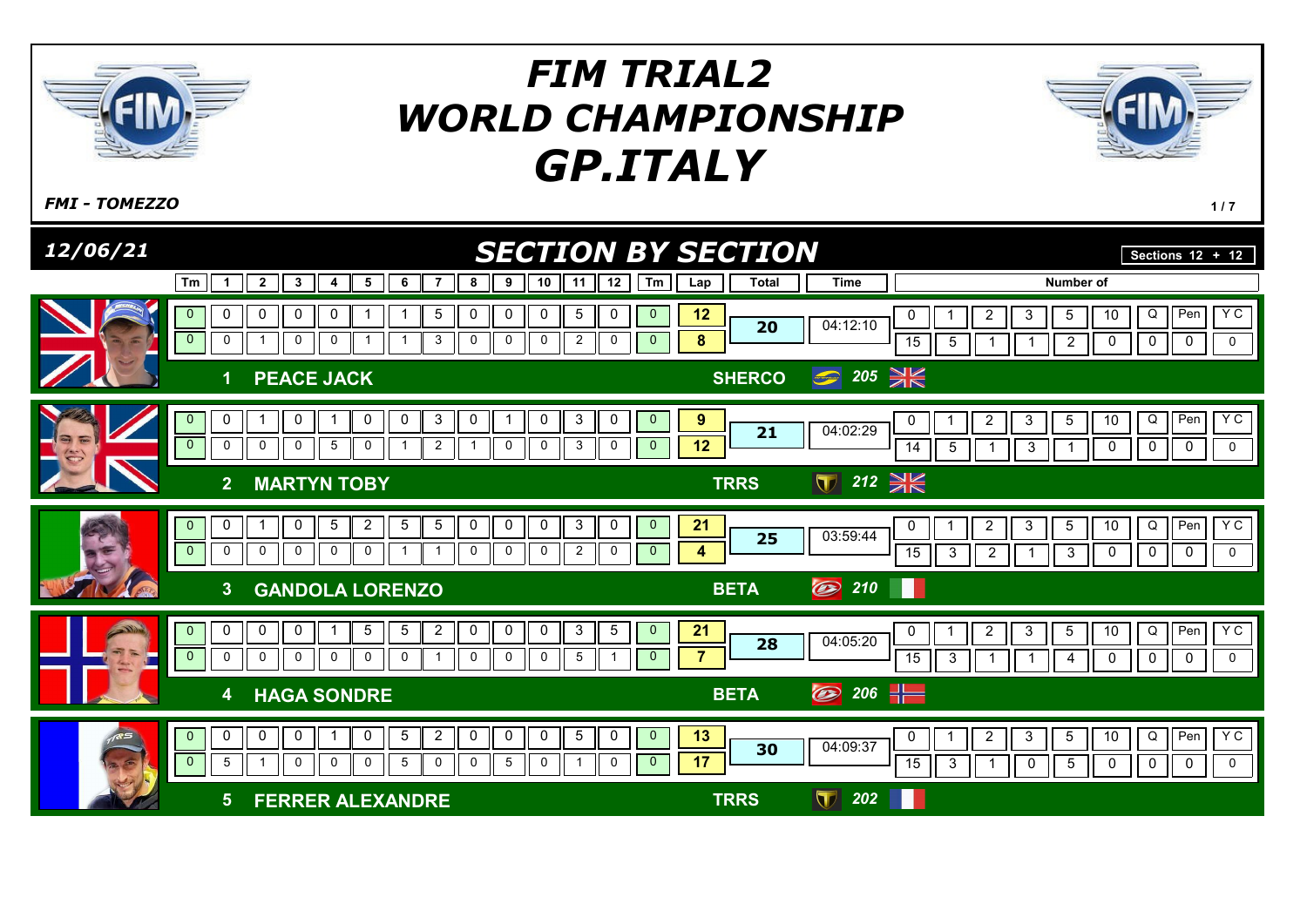# FIM TRIAL2 WORLD CHAMPIONSHIP GP.ITALY

*FMI - TOMEZZO*

*12/06/21*

## SECTION BY SECTION

Sections 12 + 12

| Pos | Rider | Lap | Tm | 1 | 2 | 3 | 4 | 5 | 6 | 7 | 8 | 9 | 10 | 11 | 12 | Tm | Lap total | Total | Time |
|---|---|---|---|---|---|---|---|---|---|---|---|---|---|---|---|---|---|---|---|
| 1 | PEACE JACK | 1 | 0 | 0 | 0 | 0 | 0 | 1 | 1 | 5 | 0 | 0 | 0 | 5 | 0 | 0 | 12 | 20 | 04:12:10 |
| | | 2 | 0 | 0 | 1 | 0 | 0 | 1 | 1 | 3 | 0 | 0 | 0 | 2 | 0 | 0 | 8 | | |
| 2 | MARTYN TOBY | 1 | 0 | 0 | 1 | 0 | 1 | 0 | 0 | 3 | 0 | 1 | 0 | 3 | 0 | 0 | 9 | 21 | 04:02:29 |
| | | 2 | 0 | 0 | 0 | 0 | 5 | 0 | 1 | 2 | 1 | 0 | 0 | 3 | 0 | 0 | 12 | | |
| 3 | GANDOLA LORENZO | 1 | 0 | 0 | 1 | 0 | 5 | 2 | 5 | 5 | 0 | 0 | 0 | 3 | 0 | 0 | 21 | 25 | 03:59:44 |
| | | 2 | 0 | 0 | 0 | 0 | 0 | 0 | 1 | 1 | 0 | 0 | 0 | 2 | 0 | 0 | 4 | | |
| 4 | HAGA SONDRE | 1 | 0 | 0 | 0 | 0 | 1 | 5 | 5 | 2 | 0 | 0 | 0 | 3 | 5 | 0 | 21 | 28 | 04:05:20 |
| | | 2 | 0 | 0 | 0 | 0 | 0 | 0 | 0 | 1 | 0 | 0 | 0 | 5 | 1 | 0 | 7 | | |
| 5 | FERRER ALEXANDRE | 1 | 0 | 0 | 0 | 0 | 1 | 0 | 5 | 2 | 0 | 0 | 0 | 5 | 0 | 0 | 13 | 30 | 04:09:37 |
| | | 2 | 0 | 5 | 1 | 0 | 0 | 0 | 5 | 0 | 0 | 5 | 0 | 1 | 0 | 0 | 17 | | |

| Pos | Rider | Brand | No. | Nation | Number of 0 | 1 | 2 | 3 | 5 | 10 | Q | Pen | Y C |
|---|---|---|---|---|---|---|---|---|---|---|---|---|---|
| 1 | PEACE JACK | SHERCO | 205 | GBR | 15 | 5 | 1 | 1 | 2 | 0 | 0 | 0 | 0 |
| 2 | MARTYN TOBY | TRRS | 212 | GBR | 14 | 5 | 1 | 3 | 1 | 0 | 0 | 0 | 0 |
| 3 | GANDOLA LORENZO | BETA | 210 | ITA | 15 | 3 | 2 | 1 | 3 | 0 | 0 | 0 | 0 |
| 4 | HAGA SONDRE | BETA | 206 | NOR | 15 | 3 | 1 | 1 | 4 | 0 | 0 | 0 | 0 |
| 5 | FERRER ALEXANDRE | TRRS | 202 | FRA | 15 | 3 | 1 | 0 | 5 | 0 | 0 | 0 | 0 |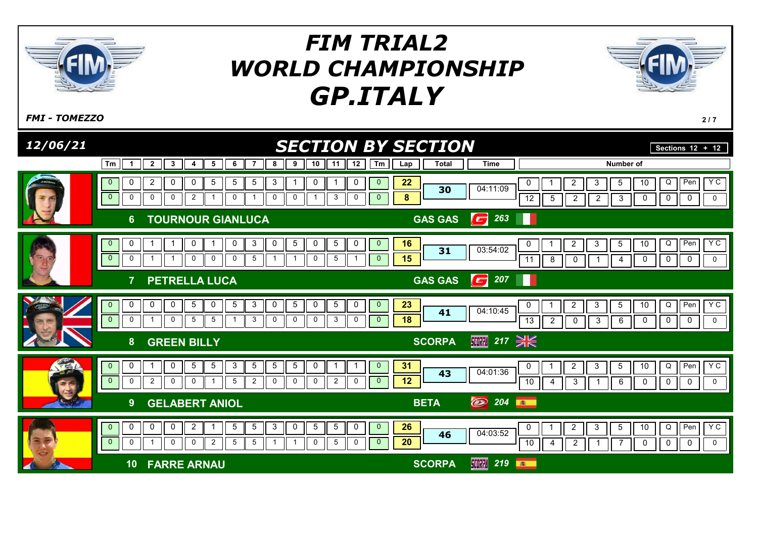# FIM TRIAL2 WORLD CHAMPIONSHIP GP.ITALY

*FMI - TOMEZZO*

*12/06/21*

## SECTION BY SECTION

Sections 12 + 12

| Pos | Rider | Brand | Nr | Lap | Tm | 1 | 2 | 3 | 4 | 5 | 6 | 7 | 8 | 9 | 10 | 11 | 12 | Tm | Lap total | Total | Time | 0 | 1 | 2 | 3 | 5 | 10 | Q | Pen | Y C |
|---|---|---|---|---|---|---|---|---|---|---|---|---|---|---|---|---|---|---|---|---|---|---|---|---|---|---|---|---|---|---|
| 6 | TOURNOUR GIANLUCA | GAS GAS | 263 | 1 | 0 | 0 | 2 | 0 | 0 | 5 | 5 | 5 | 3 | 1 | 0 | 1 | 0 | 0 | 22 | 30 | 04:11:09 | 12 | 5 | 2 | 2 | 3 | 0 | 0 | 0 | 0 |
| | | | | 2 | 0 | 0 | 0 | 0 | 2 | 1 | 0 | 1 | 0 | 0 | 1 | 3 | 0 | 0 | 8 | | | | | | | | | | | |
| 7 | PETRELLA LUCA | GAS GAS | 207 | 1 | 0 | 0 | 1 | 1 | 0 | 1 | 0 | 3 | 0 | 5 | 0 | 5 | 0 | 0 | 16 | 31 | 03:54:02 | 11 | 8 | 0 | 1 | 4 | 0 | 0 | 0 | 0 |
| | | | | 2 | 0 | 0 | 1 | 1 | 0 | 0 | 0 | 5 | 1 | 1 | 0 | 5 | 1 | 0 | 15 | | | | | | | | | | | |
| 8 | GREEN BILLY | SCORPA | 217 | 1 | 0 | 0 | 0 | 0 | 5 | 0 | 5 | 3 | 0 | 5 | 0 | 5 | 0 | 0 | 23 | 41 | 04:10:45 | 13 | 2 | 0 | 3 | 6 | 0 | 0 | 0 | 0 |
| | | | | 2 | 0 | 0 | 1 | 0 | 5 | 5 | 1 | 3 | 0 | 0 | 0 | 3 | 0 | 0 | 18 | | | | | | | | | | | |
| 9 | GELABERT ANIOL | BETA | 204 | 1 | 0 | 0 | 1 | 0 | 5 | 5 | 3 | 5 | 5 | 5 | 0 | 1 | 1 | 0 | 31 | 43 | 04:01:36 | 10 | 4 | 3 | 1 | 6 | 0 | 0 | 0 | 0 |
| | | | | 2 | 0 | 0 | 2 | 0 | 0 | 1 | 5 | 2 | 0 | 0 | 0 | 2 | 0 | 0 | 12 | | | | | | | | | | | |
| 10 | FARRE ARNAU | SCORPA | 219 | 1 | 0 | 0 | 0 | 0 | 2 | 1 | 5 | 5 | 3 | 0 | 5 | 5 | 0 | 0 | 26 | 46 | 04:03:52 | 10 | 4 | 2 | 1 | 7 | 0 | 0 | 0 | 0 |
| | | | | 2 | 0 | 0 | 1 | 0 | 0 | 2 | 5 | 5 | 1 | 1 | 0 | 5 | 0 | 0 | 20 | | | | | | | | | | | |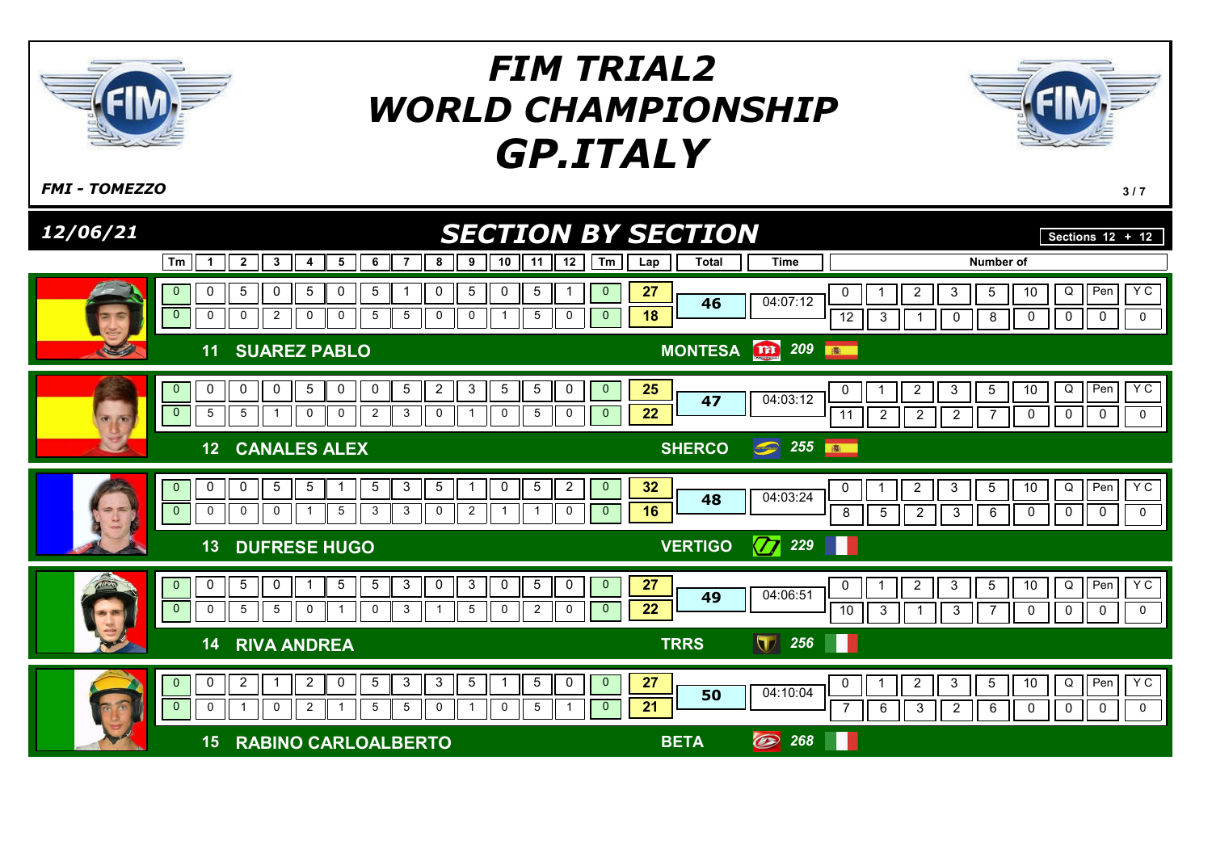# FIM TRIAL2 WORLD CHAMPIONSHIP GP.ITALY

*FMI - TOMEZZO*

*12/06/21*

## SECTION BY SECTION

Sections 12 + 12

| Rider | Tm | 1 | 2 | 3 | 4 | 5 | 6 | 7 | 8 | 9 | 10 | 11 | 12 | Tm | Lap | Total | Time | 0 | 1 | 2 | 3 | 5 | 10 | Q | Pen | Y C |
|---|---|---|---|---|---|---|---|---|---|---|---|---|---|---|---|---|---|---|---|---|---|---|---|---|---|---|
| 11 SUAREZ PABLO – MONTESA 209 | 0 | 0 | 5 | 0 | 5 | 0 | 5 | 1 | 0 | 5 | 0 | 5 | 1 | 0 | 27 | 46 | 04:07:12 | 12 | 3 | 1 | 0 | 8 | 0 | 0 | 0 | 0 |
| | 0 | 0 | 0 | 2 | 0 | 0 | 5 | 5 | 0 | 0 | 1 | 5 | 0 | 0 | 18 | | | | | | | | | | | |
| 12 CANALES ALEX – SHERCO 255 | 0 | 0 | 0 | 0 | 5 | 0 | 0 | 5 | 2 | 3 | 5 | 5 | 0 | 0 | 25 | 47 | 04:03:12 | 11 | 2 | 2 | 2 | 7 | 0 | 0 | 0 | 0 |
| | 0 | 5 | 5 | 1 | 0 | 0 | 2 | 3 | 0 | 1 | 0 | 5 | 0 | 0 | 22 | | | | | | | | | | | |
| 13 DUFRESE HUGO – VERTIGO 229 | 0 | 0 | 0 | 5 | 5 | 1 | 5 | 3 | 5 | 1 | 0 | 5 | 2 | 0 | 32 | 48 | 04:03:24 | 8 | 5 | 2 | 3 | 6 | 0 | 0 | 0 | 0 |
| | 0 | 0 | 0 | 0 | 1 | 5 | 3 | 3 | 0 | 2 | 1 | 1 | 0 | 0 | 16 | | | | | | | | | | | |
| 14 RIVA ANDREA – TRRS 256 | 0 | 0 | 5 | 0 | 1 | 5 | 5 | 3 | 0 | 3 | 0 | 5 | 0 | 0 | 27 | 49 | 04:06:51 | 10 | 3 | 1 | 3 | 7 | 0 | 0 | 0 | 0 |
| | 0 | 0 | 5 | 5 | 0 | 1 | 0 | 3 | 1 | 5 | 0 | 2 | 0 | 0 | 22 | | | | | | | | | | | |
| 15 RABINO CARLOALBERTO – BETA 268 | 0 | 0 | 2 | 1 | 2 | 0 | 5 | 3 | 3 | 5 | 1 | 5 | 0 | 0 | 27 | 50 | 04:10:04 | 7 | 6 | 3 | 2 | 6 | 0 | 0 | 0 | 0 |
| | 0 | 0 | 1 | 0 | 2 | 1 | 5 | 5 | 0 | 1 | 0 | 5 | 1 | 0 | 21 | | | | | | | | | | | |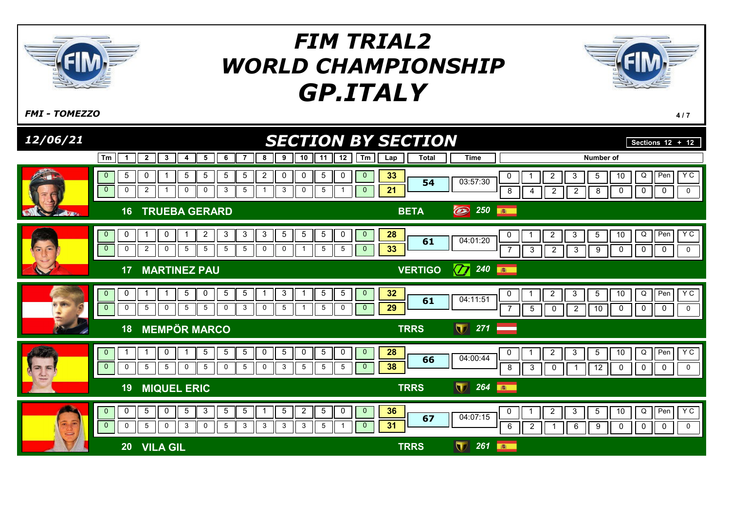# FIM TRIAL2 WORLD CHAMPIONSHIP GP.ITALY

*FMI - TOMEZZO*

## 12/06/21 — SECTION BY SECTION

Sections 12 + 12

| No. | Rider | Make | Lap | Tm | 1 | 2 | 3 | 4 | 5 | 6 | 7 | 8 | 9 | 10 | 11 | 12 | Tm | Lap | Total | Time |
|---|---|---|---|---|---|---|---|---|---|---|---|---|---|---|---|---|---|---|---|---|
| 16 | TRUEBA GERARD | BETA 250 | 1 | 0 | 5 | 0 | 1 | 5 | 5 | 5 | 5 | 2 | 0 | 0 | 5 | 0 | 0 | 33 | 54 | 03:57:30 |
| | | | 2 | 0 | 0 | 2 | 1 | 0 | 0 | 3 | 5 | 1 | 3 | 0 | 5 | 1 | 0 | 21 | | |
| 17 | MARTINEZ PAU | VERTIGO 240 | 1 | 0 | 0 | 1 | 0 | 1 | 2 | 3 | 3 | 3 | 5 | 5 | 5 | 0 | 0 | 28 | 61 | 04:01:20 |
| | | | 2 | 0 | 0 | 2 | 0 | 5 | 5 | 5 | 5 | 0 | 0 | 1 | 5 | 5 | 0 | 33 | | |
| 18 | MEMPÖR MARCO | TRRS 271 | 1 | 0 | 0 | 1 | 1 | 5 | 0 | 5 | 5 | 1 | 3 | 1 | 5 | 5 | 0 | 32 | 61 | 04:11:51 |
| | | | 2 | 0 | 0 | 5 | 0 | 5 | 5 | 0 | 3 | 0 | 5 | 1 | 5 | 0 | 0 | 29 | | |
| 19 | MIQUEL ERIC | TRRS 264 | 1 | 0 | 1 | 1 | 0 | 1 | 5 | 5 | 5 | 0 | 5 | 0 | 5 | 0 | 0 | 28 | 66 | 04:00:44 |
| | | | 2 | 0 | 0 | 5 | 5 | 0 | 5 | 0 | 5 | 0 | 3 | 5 | 5 | 5 | 0 | 38 | | |
| 20 | VILA GIL | TRRS 261 | 1 | 0 | 0 | 5 | 0 | 5 | 3 | 5 | 5 | 1 | 5 | 2 | 5 | 0 | 0 | 36 | 67 | 04:07:15 |
| | | | 2 | 0 | 0 | 5 | 0 | 3 | 0 | 5 | 3 | 3 | 3 | 3 | 5 | 1 | 0 | 31 | | |

### Number of

| No. | Rider | 0 | 1 | 2 | 3 | 5 | 10 | Q | Pen | Y C |
|---|---|---|---|---|---|---|---|---|---|---|
| 16 | TRUEBA GERARD | 8 | 4 | 2 | 2 | 8 | 0 | 0 | 0 | 0 |
| 17 | MARTINEZ PAU | 7 | 3 | 2 | 3 | 9 | 0 | 0 | 0 | 0 |
| 18 | MEMPÖR MARCO | 7 | 5 | 0 | 2 | 10 | 0 | 0 | 0 | 0 |
| 19 | MIQUEL ERIC | 8 | 3 | 0 | 1 | 12 | 0 | 0 | 0 | 0 |
| 20 | VILA GIL | 6 | 2 | 1 | 6 | 9 | 0 | 0 | 0 | 0 |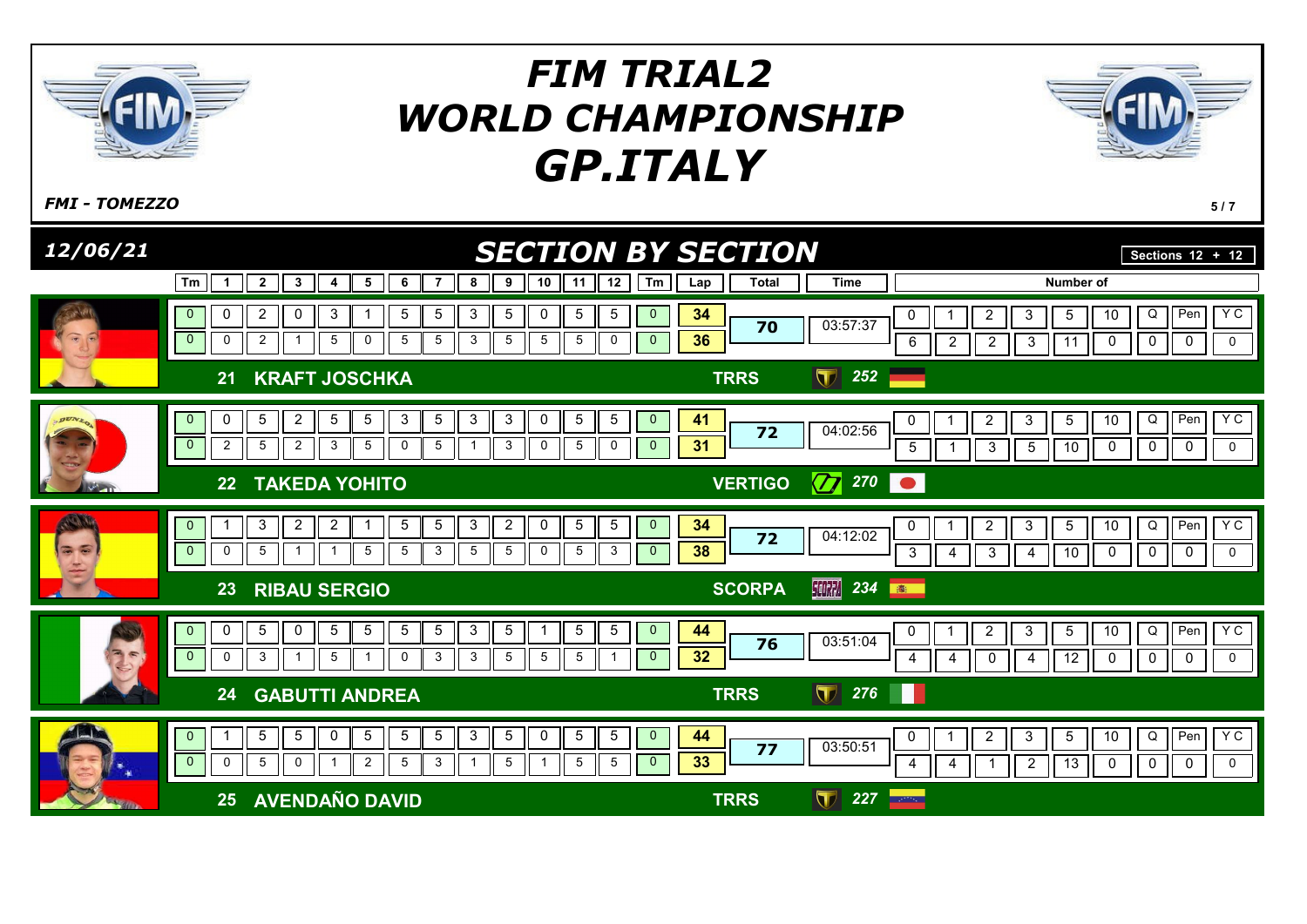# FIM TRIAL2 WORLD CHAMPIONSHIP GP.ITALY

*FMI - TOMEZZO*

## 12/06/21 — SECTION BY SECTION

Sections 12 + 12

| No. | Rider | Moto | Bike No. | Lap | Tm | 1 | 2 | 3 | 4 | 5 | 6 | 7 | 8 | 9 | 10 | 11 | 12 | Tm | Lap Total | Total | Time |
|---|---|---|---|---|---|---|---|---|---|---|---|---|---|---|---|---|---|---|---|---|---|
| 21 | KRAFT JOSCHKA | TRRS | 252 | 1 | 0 | 0 | 2 | 0 | 3 | 1 | 5 | 5 | 3 | 5 | 0 | 5 | 5 | 0 | 34 | 70 | 03:57:37 |
| | | | | 2 | 0 | 0 | 2 | 1 | 5 | 0 | 5 | 5 | 3 | 5 | 5 | 5 | 0 | 0 | 36 | | |
| 22 | TAKEDA YOHITO | VERTIGO | 270 | 1 | 0 | 0 | 5 | 2 | 5 | 5 | 3 | 5 | 3 | 3 | 0 | 5 | 5 | 0 | 41 | 72 | 04:02:56 |
| | | | | 2 | 0 | 2 | 5 | 2 | 3 | 5 | 0 | 5 | 1 | 3 | 0 | 5 | 0 | 0 | 31 | | |
| 23 | RIBAU SERGIO | SCORPA | 234 | 1 | 0 | 1 | 3 | 2 | 2 | 1 | 5 | 5 | 3 | 2 | 0 | 5 | 5 | 0 | 34 | 72 | 04:12:02 |
| | | | | 2 | 0 | 0 | 5 | 1 | 1 | 5 | 5 | 3 | 5 | 5 | 0 | 5 | 3 | 0 | 38 | | |
| 24 | GABUTTI ANDREA | TRRS | 276 | 1 | 0 | 0 | 5 | 0 | 5 | 5 | 5 | 5 | 3 | 5 | 1 | 5 | 5 | 0 | 44 | 76 | 03:51:04 |
| | | | | 2 | 0 | 0 | 3 | 1 | 5 | 1 | 0 | 3 | 3 | 5 | 5 | 5 | 1 | 0 | 32 | | |
| 25 | AVENDAÑO DAVID | TRRS | 227 | 1 | 0 | 1 | 5 | 5 | 0 | 5 | 5 | 5 | 3 | 5 | 0 | 5 | 5 | 0 | 44 | 77 | 03:50:51 |
| | | | | 2 | 0 | 0 | 5 | 0 | 1 | 2 | 5 | 3 | 1 | 5 | 1 | 5 | 5 | 0 | 33 | | |

### Number of

| No. | Rider | 0 | 1 | 2 | 3 | 5 | 10 | Q | Pen | Y C |
|---|---|---|---|---|---|---|---|---|---|---|
| 21 | KRAFT JOSCHKA | 6 | 2 | 2 | 3 | 11 | 0 | 0 | 0 | 0 |
| 22 | TAKEDA YOHITO | 5 | 1 | 3 | 5 | 10 | 0 | 0 | 0 | 0 |
| 23 | RIBAU SERGIO | 3 | 4 | 3 | 4 | 10 | 0 | 0 | 0 | 0 |
| 24 | GABUTTI ANDREA | 4 | 4 | 0 | 4 | 12 | 0 | 0 | 0 | 0 |
| 25 | AVENDAÑO DAVID | 4 | 4 | 1 | 2 | 13 | 0 | 0 | 0 | 0 |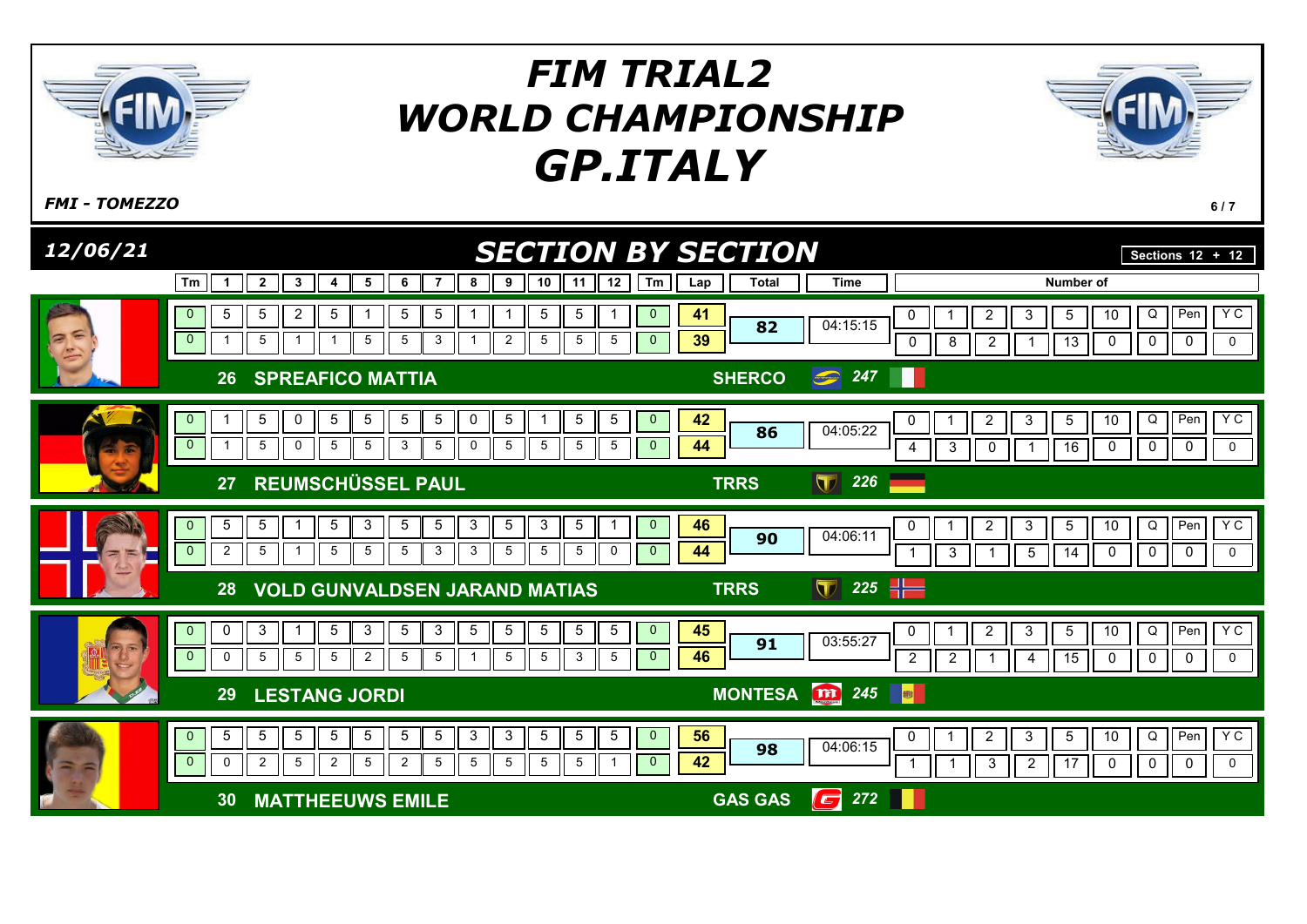# FIM TRIAL2 WORLD CHAMPIONSHIP GP.ITALY

*FMI - TOMEZZO*

*12/06/21*

## SECTION BY SECTION

Sections 12 + 12

| Pos | Rider | Brand | No. | Lap | Tm | 1 | 2 | 3 | 4 | 5 | 6 | 7 | 8 | 9 | 10 | 11 | 12 | Tm | Lap | Total | Time | 0 | 1 | 2 | 3 | 5 | 10 | Q | Pen | Y C |
|---|---|---|---|---|---|---|---|---|---|---|---|---|---|---|---|---|---|---|---|---|---|---|---|---|---|---|---|---|---|---|
| 26 | SPREAFICO MATTIA | SHERCO | 247 | 1 | 0 | 5 | 5 | 2 | 5 | 1 | 5 | 5 | 1 | 1 | 5 | 5 | 1 | 0 | 41 | 82 | 04:15:15 | 0 | 8 | 2 | 1 | 13 | 0 | 0 | 0 | 0 |
| | | | | 2 | 0 | 1 | 5 | 1 | 1 | 5 | 5 | 3 | 1 | 2 | 5 | 5 | 5 | 0 | 39 | | | | | | | | | | | |
| 27 | REUMSCHÜSSEL PAUL | TRRS | 226 | 1 | 0 | 1 | 5 | 0 | 5 | 5 | 5 | 5 | 0 | 5 | 1 | 5 | 5 | 0 | 42 | 86 | 04:05:22 | 4 | 3 | 0 | 1 | 16 | 0 | 0 | 0 | 0 |
| | | | | 2 | 0 | 1 | 5 | 0 | 5 | 5 | 3 | 5 | 0 | 5 | 5 | 5 | 5 | 0 | 44 | | | | | | | | | | | |
| 28 | VOLD GUNVALDSEN JARAND MATIAS | TRRS | 225 | 1 | 0 | 5 | 5 | 1 | 5 | 3 | 5 | 5 | 3 | 5 | 3 | 5 | 1 | 0 | 46 | 90 | 04:06:11 | 1 | 3 | 1 | 5 | 14 | 0 | 0 | 0 | 0 |
| | | | | 2 | 0 | 2 | 5 | 1 | 5 | 5 | 5 | 3 | 3 | 5 | 5 | 5 | 0 | 0 | 44 | | | | | | | | | | | |
| 29 | LESTANG JORDI | MONTESA | 245 | 1 | 0 | 0 | 3 | 1 | 5 | 3 | 5 | 3 | 5 | 5 | 5 | 5 | 5 | 0 | 45 | 91 | 03:55:27 | 2 | 2 | 1 | 4 | 15 | 0 | 0 | 0 | 0 |
| | | | | 2 | 0 | 0 | 5 | 5 | 5 | 2 | 5 | 5 | 1 | 5 | 5 | 3 | 5 | 0 | 46 | | | | | | | | | | | |
| 30 | MATTHEEUWS EMILE | GAS GAS | 272 | 1 | 0 | 5 | 5 | 5 | 5 | 5 | 5 | 5 | 3 | 3 | 5 | 5 | 5 | 0 | 56 | 98 | 04:06:15 | 1 | 1 | 3 | 2 | 17 | 0 | 0 | 0 | 0 |
| | | | | 2 | 0 | 0 | 2 | 5 | 2 | 5 | 2 | 5 | 5 | 5 | 5 | 5 | 1 | 0 | 42 | | | | | | | | | | | |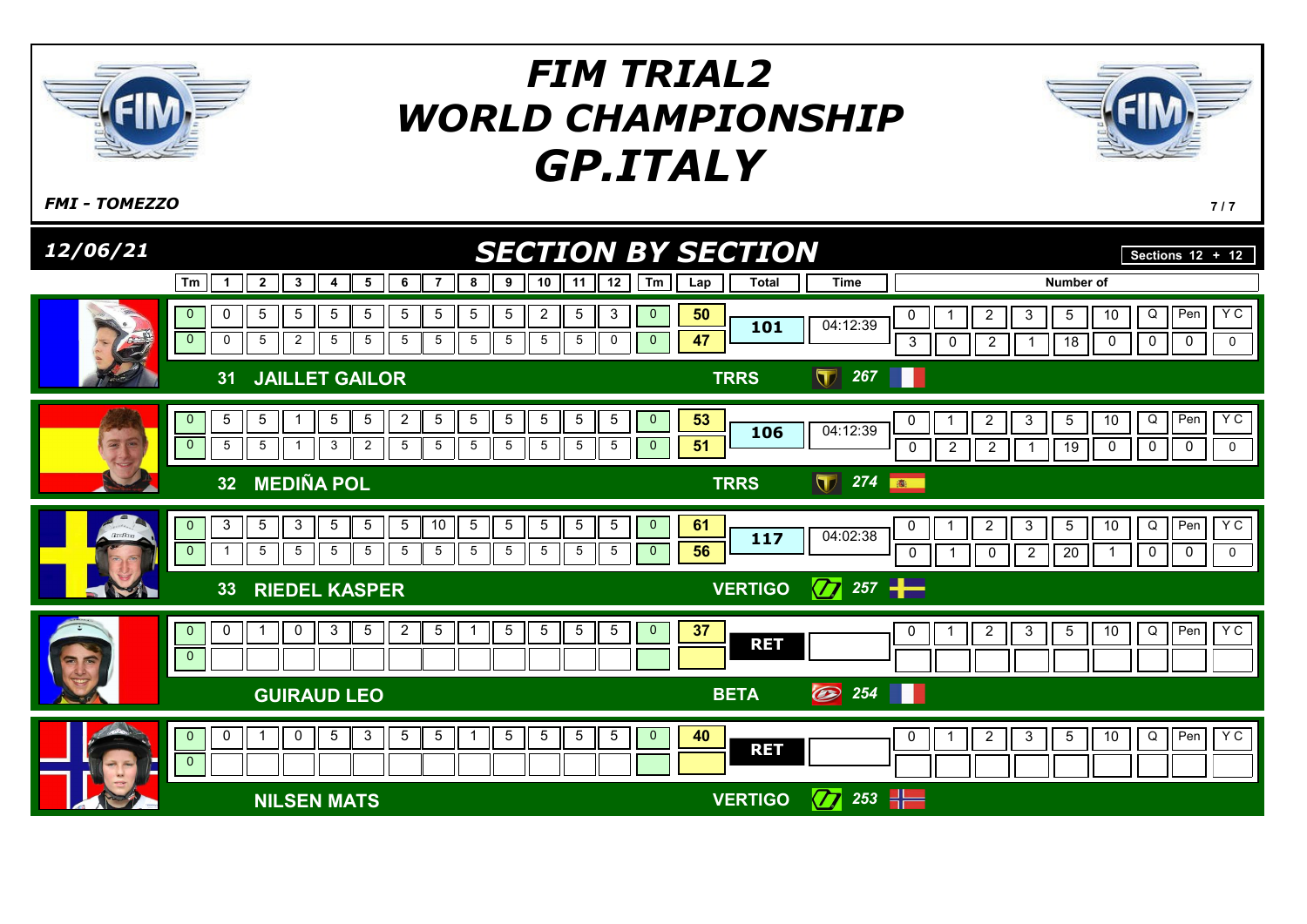# FIM TRIAL2 WORLD CHAMPIONSHIP GP.ITALY

*FMI - TOMEZZO*

## 12/06/21 — SECTION BY SECTION

Sections 12 + 12

| Rider | Lap | Tm | 1 | 2 | 3 | 4 | 5 | 6 | 7 | 8 | 9 | 10 | 11 | 12 | Tm | Lap | Total | Time | Number of | 0 | 1 | 2 | 3 | 5 | 10 | Q | Pen | Y C |
|---|---|---|---|---|---|---|---|---|---|---|---|---|---|---|---|---|---|---|---|---|---|---|---|---|---|---|---|---|
| 31 JAILLET GAILOR — TRRS 267 | 1 | 0 | 0 | 5 | 5 | 5 | 5 | 5 | 5 | 5 | 5 | 2 | 5 | 3 | 0 | 50 | 101 | 04:12:39 | | 3 | 0 | 2 | 1 | 18 | 0 | 0 | 0 | 0 |
| | 2 | 0 | 0 | 5 | 2 | 5 | 5 | 5 | 5 | 5 | 5 | 5 | 5 | 0 | 0 | 47 | | | | | | | | | | | | |
| 32 MEDIÑA POL — TRRS 274 | 1 | 0 | 5 | 5 | 1 | 5 | 5 | 2 | 5 | 5 | 5 | 5 | 5 | 5 | 0 | 53 | 106 | 04:12:39 | | 0 | 2 | 2 | 1 | 19 | 0 | 0 | 0 | 0 |
| | 2 | 0 | 5 | 5 | 1 | 3 | 2 | 5 | 5 | 5 | 5 | 5 | 5 | 5 | 0 | 51 | | | | | | | | | | | | |
| 33 RIEDEL KASPER — VERTIGO 257 | 1 | 0 | 3 | 5 | 3 | 5 | 5 | 5 | 10 | 5 | 5 | 5 | 5 | 5 | 0 | 61 | 117 | 04:02:38 | | 0 | 1 | 0 | 2 | 20 | 1 | 0 | 0 | 0 |
| | 2 | 0 | 1 | 5 | 5 | 5 | 5 | 5 | 5 | 5 | 5 | 5 | 5 | 5 | 0 | 56 | | | | | | | | | | | | |
| GUIRAUD LEO — BETA 254 | 1 | 0 | 0 | 1 | 0 | 3 | 5 | 2 | 5 | 1 | 5 | 5 | 5 | 5 | 0 | 37 | RET | | | | | | | | | | | |
| | 2 | 0 | | | | | | | | | | | | | | | | | | | | | | | | | | |
| NILSEN MATS — VERTIGO 253 | 1 | 0 | 0 | 1 | 0 | 5 | 3 | 5 | 5 | 1 | 5 | 5 | 5 | 5 | 0 | 40 | RET | | | | | | | | | | | |
| | 2 | 0 | | | | | | | | | | | | | | | | | | | | | | | | | | |